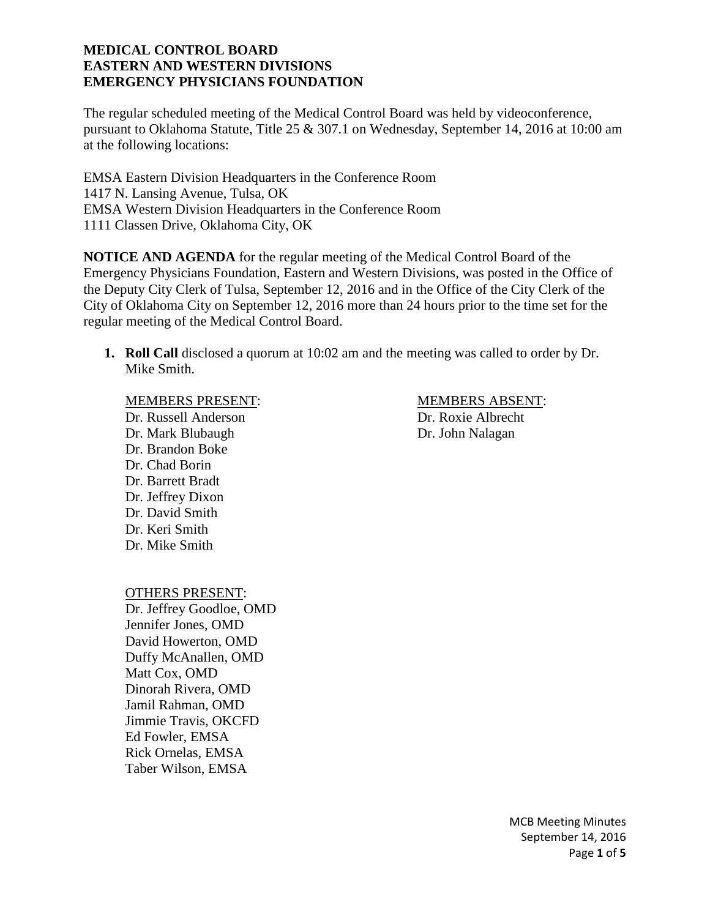**MEDICAL CONTROL BOARD**
**EASTERN AND WESTERN DIVISIONS**
**EMERGENCY PHYSICIANS FOUNDATION**

The regular scheduled meeting of the Medical Control Board was held by videoconference, pursuant to Oklahoma Statute, Title 25 & 307.1 on Wednesday, September 14, 2016 at 10:00 am at the following locations:

EMSA Eastern Division Headquarters in the Conference Room
1417 N. Lansing Avenue, Tulsa, OK
EMSA Western Division Headquarters in the Conference Room
1111 Classen Drive, Oklahoma City, OK

**NOTICE AND AGENDA** for the regular meeting of the Medical Control Board of the Emergency Physicians Foundation, Eastern and Western Divisions, was posted in the Office of the Deputy City Clerk of Tulsa, September 12, 2016 and in the Office of the City Clerk of the City of Oklahoma City on September 12, 2016 more than 24 hours prior to the time set for the regular meeting of the Medical Control Board.

1. **Roll Call** disclosed a quorum at 10:02 am and the meeting was called to order by Dr. Mike Smith.

MEMBERS PRESENT:
Dr. Russell Anderson
Dr. Mark Blubaugh
Dr. Brandon Boke
Dr. Chad Borin
Dr. Barrett Bradt
Dr. Jeffrey Dixon
Dr. David Smith
Dr. Keri Smith
Dr. Mike Smith

MEMBERS ABSENT:
Dr. Roxie Albrecht
Dr. John Nalagan

OTHERS PRESENT:
Dr. Jeffrey Goodloe, OMD
Jennifer Jones, OMD
David Howerton, OMD
Duffy McAnallen, OMD
Matt Cox, OMD
Dinorah Rivera, OMD
Jamil Rahman, OMD
Jimmie Travis, OKCFD
Ed Fowler, EMSA
Rick Ornelas, EMSA
Taber Wilson, EMSA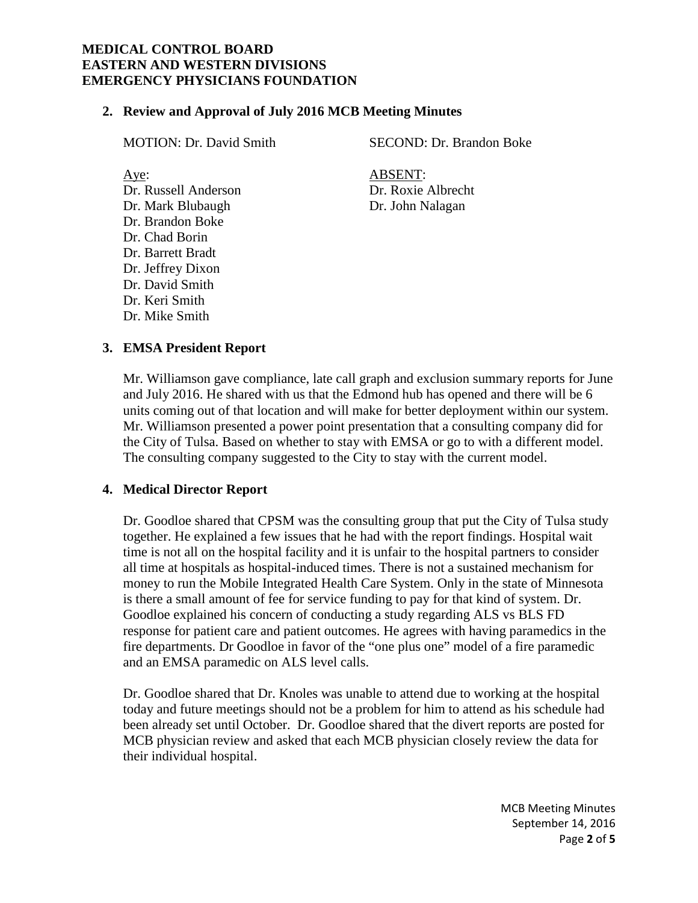**MEDICAL CONTROL BOARD**
**EASTERN AND WESTERN DIVISIONS**
**EMERGENCY PHYSICIANS FOUNDATION**

## 2. Review and Approval of July 2016 MCB Meeting Minutes

MOTION: Dr. David Smith SECOND: Dr. Brandon Boke

Aye:
Dr. Russell Anderson
Dr. Mark Blubaugh
Dr. Brandon Boke
Dr. Chad Borin
Dr. Barrett Bradt
Dr. Jeffrey Dixon
Dr. David Smith
Dr. Keri Smith
Dr. Mike Smith

ABSENT:
Dr. Roxie Albrecht
Dr. John Nalagan

## 3. EMSA President Report

Mr. Williamson gave compliance, late call graph and exclusion summary reports for June and July 2016. He shared with us that the Edmond hub has opened and there will be 6 units coming out of that location and will make for better deployment within our system. Mr. Williamson presented a power point presentation that a consulting company did for the City of Tulsa. Based on whether to stay with EMSA or go to with a different model. The consulting company suggested to the City to stay with the current model.

## 4. Medical Director Report

Dr. Goodloe shared that CPSM was the consulting group that put the City of Tulsa study together. He explained a few issues that he had with the report findings. Hospital wait time is not all on the hospital facility and it is unfair to the hospital partners to consider all time at hospitals as hospital-induced times. There is not a sustained mechanism for money to run the Mobile Integrated Health Care System. Only in the state of Minnesota is there a small amount of fee for service funding to pay for that kind of system. Dr. Goodloe explained his concern of conducting a study regarding ALS vs BLS FD response for patient care and patient outcomes. He agrees with having paramedics in the fire departments. Dr Goodloe in favor of the "one plus one" model of a fire paramedic and an EMSA paramedic on ALS level calls.

Dr. Goodloe shared that Dr. Knoles was unable to attend due to working at the hospital today and future meetings should not be a problem for him to attend as his schedule had been already set until October. Dr. Goodloe shared that the divert reports are posted for MCB physician review and asked that each MCB physician closely review the data for their individual hospital.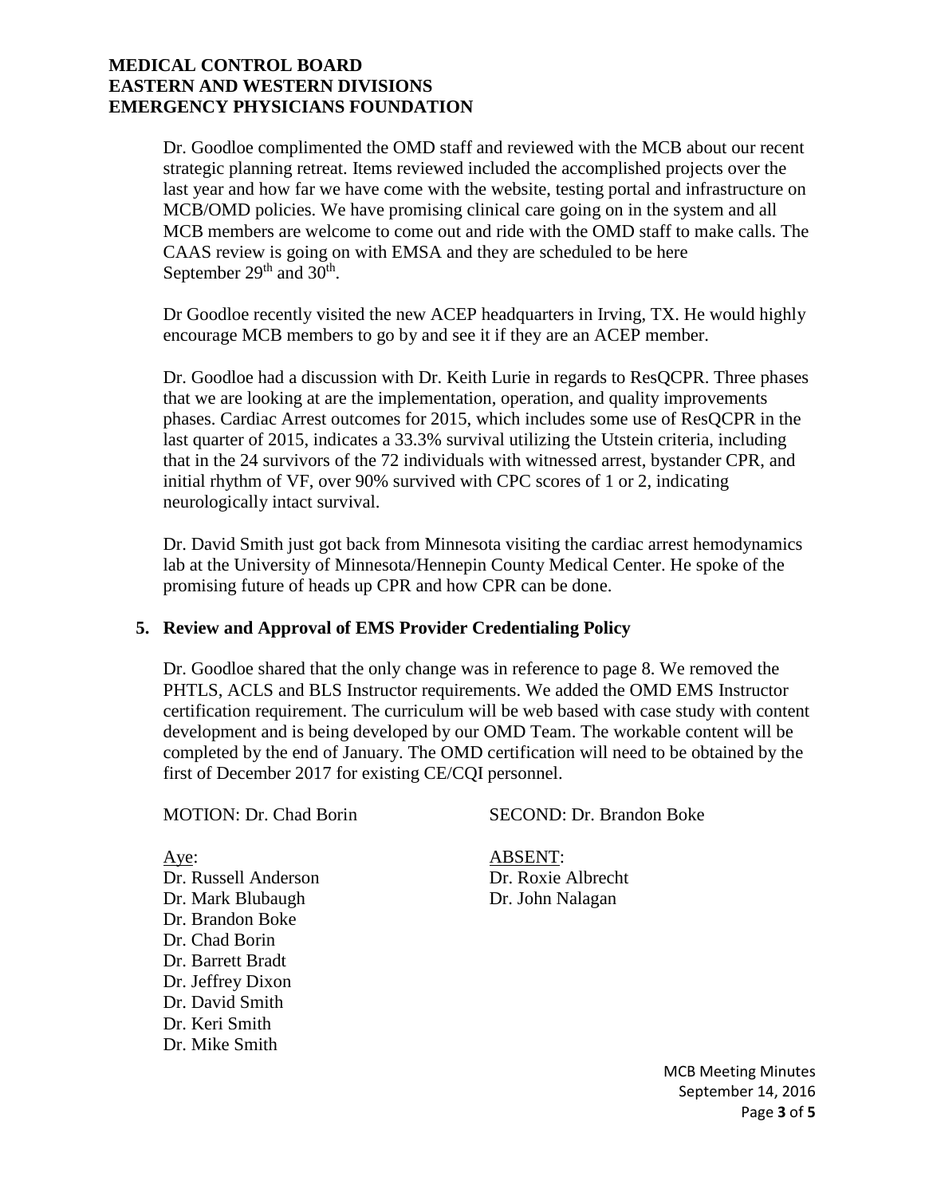Dr. Goodloe complimented the OMD staff and reviewed with the MCB about our recent strategic planning retreat. Items reviewed included the accomplished projects over the last year and how far we have come with the website, testing portal and infrastructure on MCB/OMD policies. We have promising clinical care going on in the system and all MCB members are welcome to come out and ride with the OMD staff to make calls. The CAAS review is going on with EMSA and they are scheduled to be here September 29th and 30th.

Dr Goodloe recently visited the new ACEP headquarters in Irving, TX. He would highly encourage MCB members to go by and see it if they are an ACEP member.

Dr. Goodloe had a discussion with Dr. Keith Lurie in regards to ResQCPR. Three phases that we are looking at are the implementation, operation, and quality improvements phases. Cardiac Arrest outcomes for 2015, which includes some use of ResQCPR in the last quarter of 2015, indicates a 33.3% survival utilizing the Utstein criteria, including that in the 24 survivors of the 72 individuals with witnessed arrest, bystander CPR, and initial rhythm of VF, over 90% survived with CPC scores of 1 or 2, indicating neurologically intact survival.

Dr. David Smith just got back from Minnesota visiting the cardiac arrest hemodynamics lab at the University of Minnesota/Hennepin County Medical Center. He spoke of the promising future of heads up CPR and how CPR can be done.

## 5. Review and Approval of EMS Provider Credentialing Policy

Dr. Goodloe shared that the only change was in reference to page 8. We removed the PHTLS, ACLS and BLS Instructor requirements. We added the OMD EMS Instructor certification requirement. The curriculum will be web based with case study with content development and is being developed by our OMD Team. The workable content will be completed by the end of January. The OMD certification will need to be obtained by the first of December 2017 for existing CE/CQI personnel.

MOTION: Dr. Chad Borin

SECOND: Dr. Brandon Boke

Aye:
Dr. Russell Anderson
Dr. Mark Blubaugh
Dr. Brandon Boke
Dr. Chad Borin
Dr. Barrett Bradt
Dr. Jeffrey Dixon
Dr. David Smith
Dr. Keri Smith
Dr. Mike Smith

ABSENT:
Dr. Roxie Albrecht
Dr. John Nalagan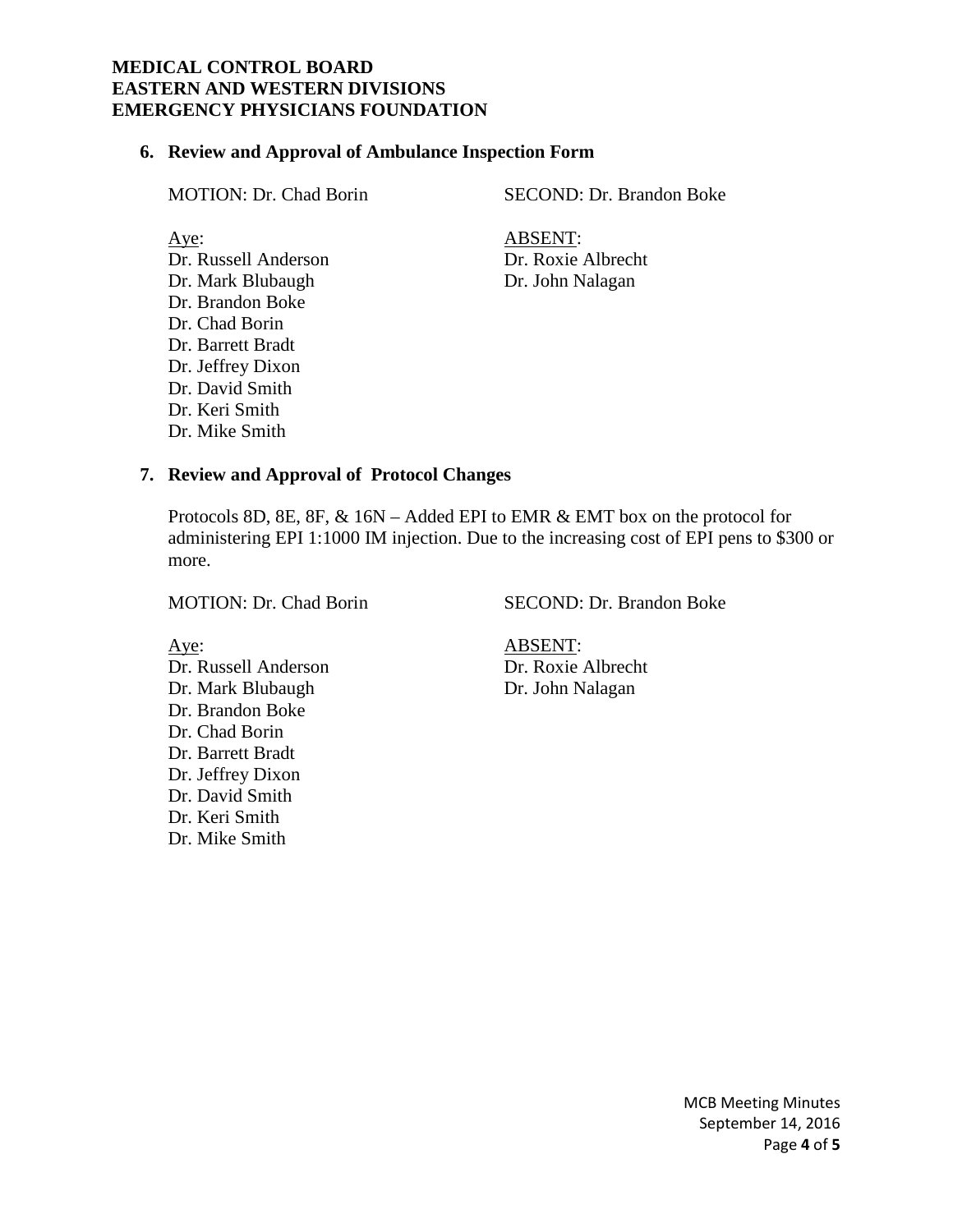**MEDICAL CONTROL BOARD**
**EASTERN AND WESTERN DIVISIONS**
**EMERGENCY PHYSICIANS FOUNDATION**

### 6. Review and Approval of Ambulance Inspection Form

MOTION: Dr. Chad Borin

SECOND: Dr. Brandon Boke

Aye:
Dr. Russell Anderson
Dr. Mark Blubaugh
Dr. Brandon Boke
Dr. Chad Borin
Dr. Barrett Bradt
Dr. Jeffrey Dixon
Dr. David Smith
Dr. Keri Smith
Dr. Mike Smith

ABSENT:
Dr. Roxie Albrecht
Dr. John Nalagan

### 7. Review and Approval of Protocol Changes

Protocols 8D, 8E, 8F, & 16N – Added EPI to EMR & EMT box on the protocol for administering EPI 1:1000 IM injection. Due to the increasing cost of EPI pens to $300 or more.

MOTION: Dr. Chad Borin

SECOND: Dr. Brandon Boke

Aye:
Dr. Russell Anderson
Dr. Mark Blubaugh
Dr. Brandon Boke
Dr. Chad Borin
Dr. Barrett Bradt
Dr. Jeffrey Dixon
Dr. David Smith
Dr. Keri Smith
Dr. Mike Smith

ABSENT:
Dr. Roxie Albrecht
Dr. John Nalagan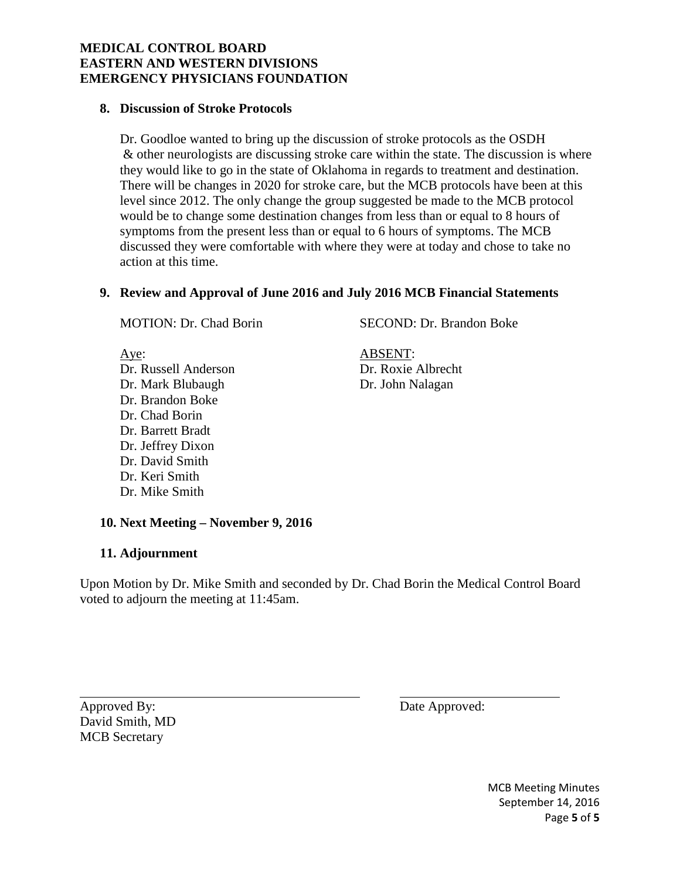**MEDICAL CONTROL BOARD**
**EASTERN AND WESTERN DIVISIONS**
**EMERGENCY PHYSICIANS FOUNDATION**

**8. Discussion of Stroke Protocols**

Dr. Goodloe wanted to bring up the discussion of stroke protocols as the OSDH & other neurologists are discussing stroke care within the state. The discussion is where they would like to go in the state of Oklahoma in regards to treatment and destination. There will be changes in 2020 for stroke care, but the MCB protocols have been at this level since 2012. The only change the group suggested be made to the MCB protocol would be to change some destination changes from less than or equal to 8 hours of symptoms from the present less than or equal to 6 hours of symptoms. The MCB discussed they were comfortable with where they were at today and chose to take no action at this time.

**9. Review and Approval of June 2016 and July 2016 MCB Financial Statements**

MOTION: Dr. Chad Borin
SECOND: Dr. Brandon Boke

Aye:
Dr. Russell Anderson
Dr. Mark Blubaugh
Dr. Brandon Boke
Dr. Chad Borin
Dr. Barrett Bradt
Dr. Jeffrey Dixon
Dr. David Smith
Dr. Keri Smith
Dr. Mike Smith

ABSENT:
Dr. Roxie Albrecht
Dr. John Nalagan

**10. Next Meeting – November 9, 2016**

**11. Adjournment**

Upon Motion by Dr. Mike Smith and seconded by Dr. Chad Borin the Medical Control Board voted to adjourn the meeting at 11:45am.

Approved By:
David Smith, MD
MCB Secretary

Date Approved:

MCB Meeting Minutes
September 14, 2016